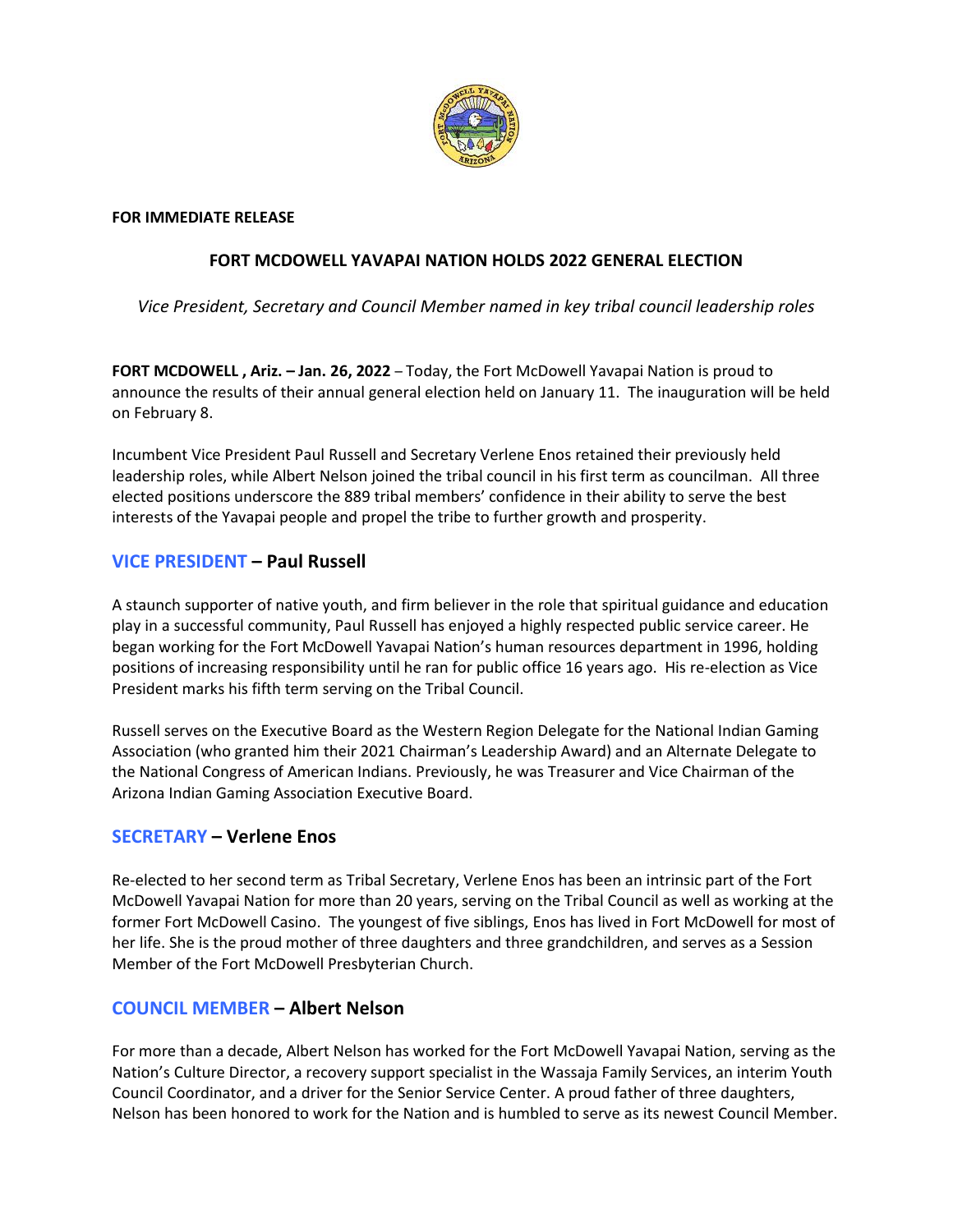**FOR IMMEDIATE RELEASE**

# FORT MCDOWELL YAVAPAI NATION HOLDS 2022 GENERAL ELECTION

*Vice President, Secretary and Council Member named in key tribal council leadership roles*

**FORT MCDOWELL , Ariz. – Jan. 26, 2022** – Today, the Fort McDowell Yavapai Nation is proud to announce the results of their annual general election held on January 11. The inauguration will be held on February 8.

Incumbent Vice President Paul Russell and Secretary Verlene Enos retained their previously held leadership roles, while Albert Nelson joined the tribal council in his first term as councilman. All three elected positions underscore the 889 tribal members' confidence in their ability to serve the best interests of the Yavapai people and propel the tribe to further growth and prosperity.

## VICE PRESIDENT – Paul Russell

A staunch supporter of native youth, and firm believer in the role that spiritual guidance and education play in a successful community, Paul Russell has enjoyed a highly respected public service career. He began working for the Fort McDowell Yavapai Nation's human resources department in 1996, holding positions of increasing responsibility until he ran for public office 16 years ago. His re-election as Vice President marks his fifth term serving on the Tribal Council.

Russell serves on the Executive Board as the Western Region Delegate for the National Indian Gaming Association (who granted him their 2021 Chairman's Leadership Award) and an Alternate Delegate to the National Congress of American Indians. Previously, he was Treasurer and Vice Chairman of the Arizona Indian Gaming Association Executive Board.

## SECRETARY – Verlene Enos

Re-elected to her second term as Tribal Secretary, Verlene Enos has been an intrinsic part of the Fort McDowell Yavapai Nation for more than 20 years, serving on the Tribal Council as well as working at the former Fort McDowell Casino. The youngest of five siblings, Enos has lived in Fort McDowell for most of her life. She is the proud mother of three daughters and three grandchildren, and serves as a Session Member of the Fort McDowell Presbyterian Church.

## COUNCIL MEMBER – Albert Nelson

For more than a decade, Albert Nelson has worked for the Fort McDowell Yavapai Nation, serving as the Nation's Culture Director, a recovery support specialist in the Wassaja Family Services, an interim Youth Council Coordinator, and a driver for the Senior Service Center. A proud father of three daughters, Nelson has been honored to work for the Nation and is humbled to serve as its newest Council Member.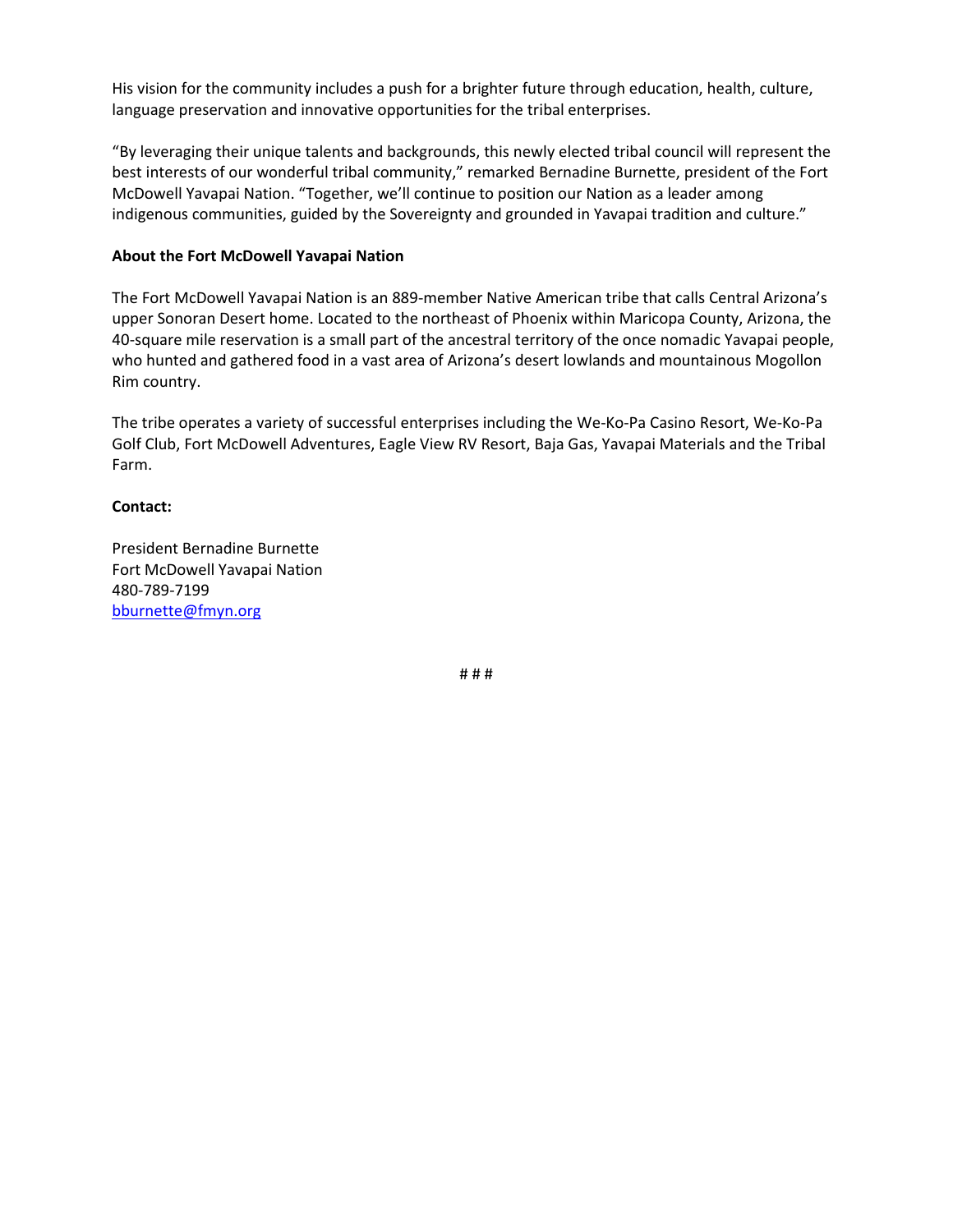His vision for the community includes a push for a brighter future through education, health, culture, language preservation and innovative opportunities for the tribal enterprises.

"By leveraging their unique talents and backgrounds, this newly elected tribal council will represent the best interests of our wonderful tribal community," remarked Bernadine Burnette, president of the Fort McDowell Yavapai Nation. "Together, we'll continue to position our Nation as a leader among indigenous communities, guided by the Sovereignty and grounded in Yavapai tradition and culture."

**About the Fort McDowell Yavapai Nation**

The Fort McDowell Yavapai Nation is an 889-member Native American tribe that calls Central Arizona's upper Sonoran Desert home. Located to the northeast of Phoenix within Maricopa County, Arizona, the 40-square mile reservation is a small part of the ancestral territory of the once nomadic Yavapai people, who hunted and gathered food in a vast area of Arizona's desert lowlands and mountainous Mogollon Rim country.

The tribe operates a variety of successful enterprises including the We-Ko-Pa Casino Resort, We-Ko-Pa Golf Club, Fort McDowell Adventures, Eagle View RV Resort, Baja Gas, Yavapai Materials and the Tribal Farm.

**Contact:**

President Bernadine Burnette
Fort McDowell Yavapai Nation
480-789-7199
bburnette@fmyn.org

# # #